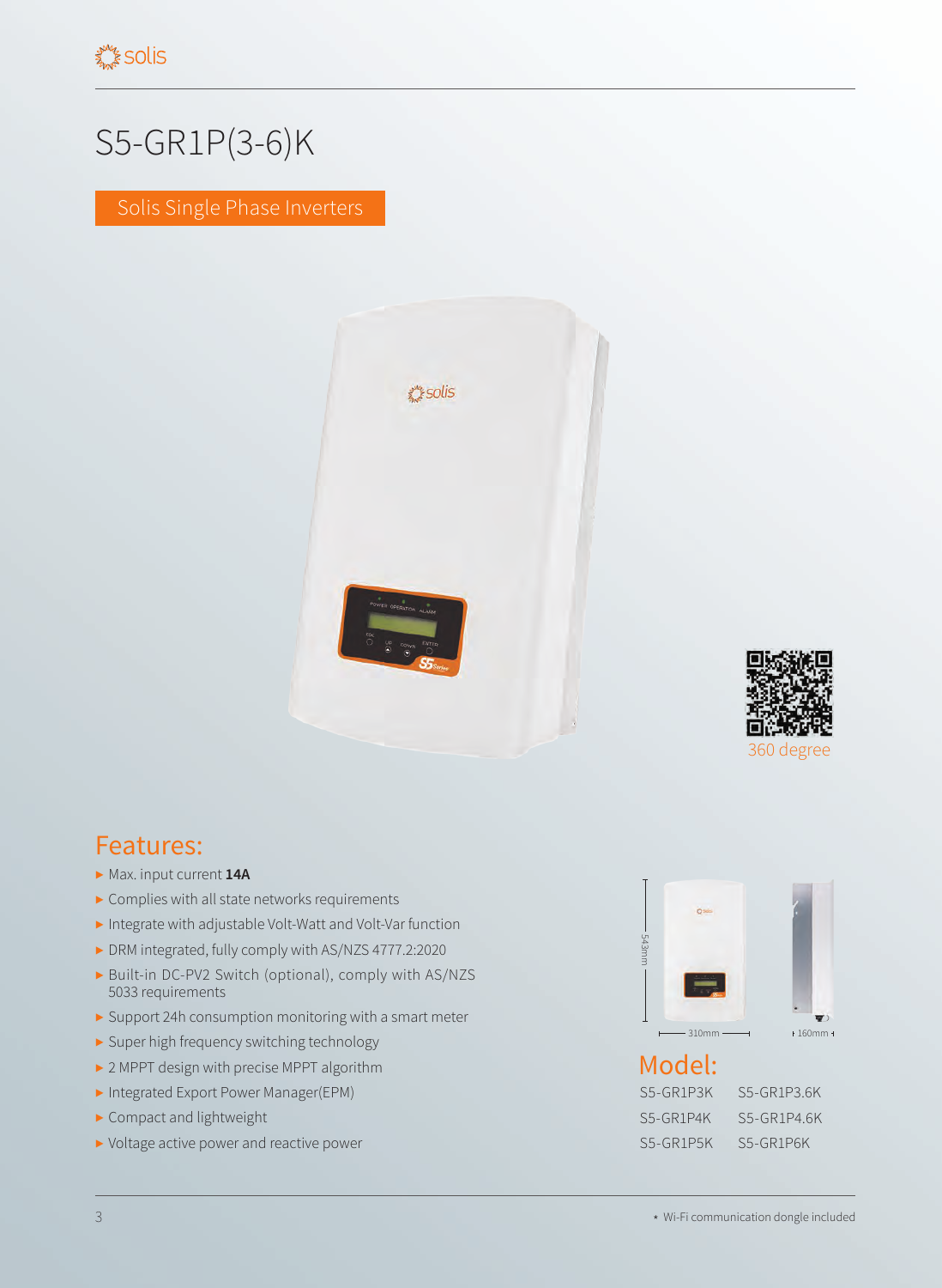# S5-GR1P(3-6)K

Solis Single Phase Inverters

360 degree

## Features:

- Max. input current **14A**
- Complies with all state networks requirements
- Integrate with adjustable Volt-Watt and Volt-Var function
- DRM integrated, fully comply with AS/NZS 4777.2:2020
- Built-in DC-PV2 Switch (optional), comply with AS/NZS 5033 requirements
- Support 24h consumption monitoring with a smart meter
- Super high frequency switching technology
- 2 MPPT design with precise MPPT algorithm
- Integrated Export Power Manager(EPM)
- Compact and lightweight
- Voltage active power and reactive power

543mm

310mm

160mm

## Model:

| | |
|---|---|
| S5-GR1P3K | S5-GR1P3.6K |
| S5-GR1P4K | S5-GR1P4.6K |
| S5-GR1P5K | S5-GR1P6K |

* Wi-Fi communication dongle included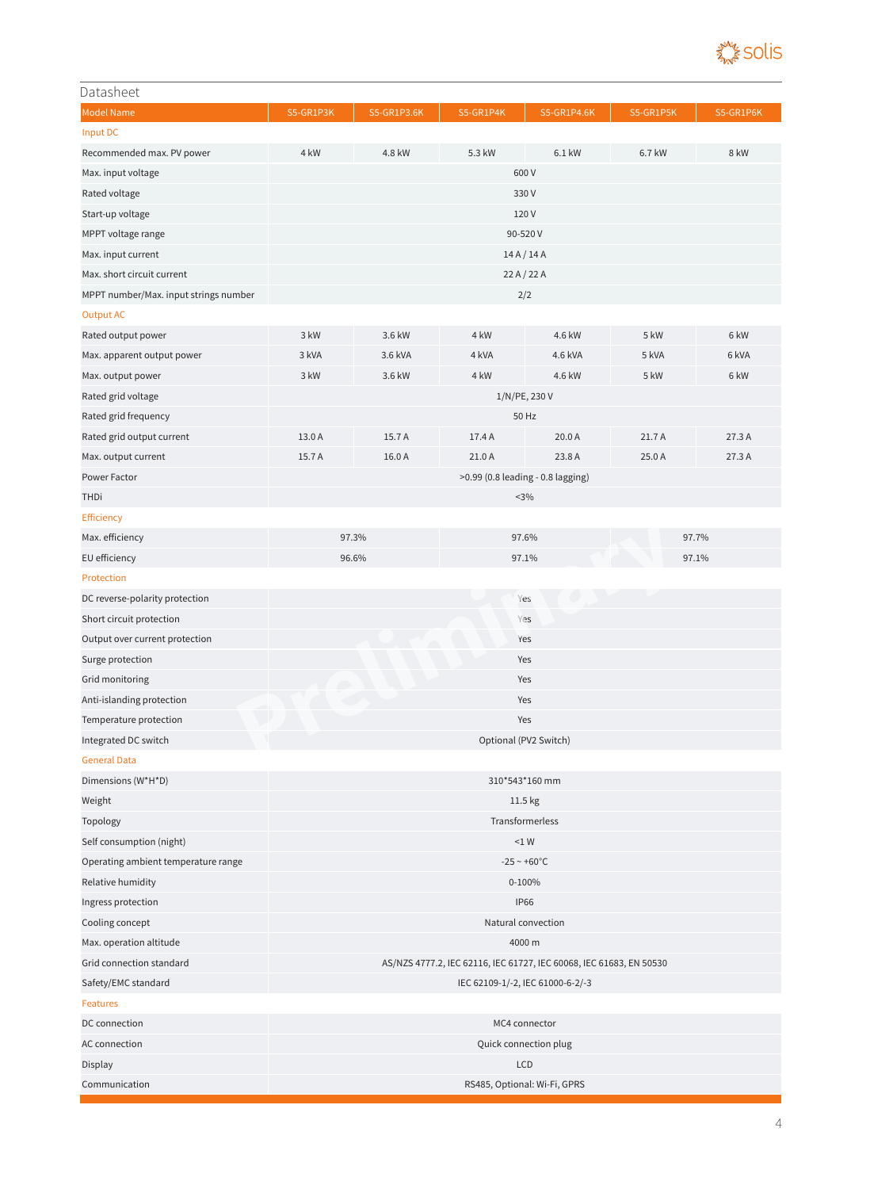Datasheet

| Model Name | S5-GR1P3K | S5-GR1P3.6K | S5-GR1P4K | S5-GR1P4.6K | S5-GR1P5K | S5-GR1P6K |
|---|---|---|---|---|---|---|
| **Input DC** | | | | | | |
| Recommended max. PV power | 4 kW | 4.8 kW | 5.3 kW | 6.1 kW | 6.7 kW | 8 kW |
| Max. input voltage | 600 V | | | | | |
| Rated voltage | 330 V | | | | | |
| Start-up voltage | 120 V | | | | | |
| MPPT voltage range | 90-520 V | | | | | |
| Max. input current | 14 A / 14 A | | | | | |
| Max. short circuit current | 22 A / 22 A | | | | | |
| MPPT number/Max. input strings number | 2/2 | | | | | |
| **Output AC** | | | | | | |
| Rated output power | 3 kW | 3.6 kW | 4 kW | 4.6 kW | 5 kW | 6 kW |
| Max. apparent output power | 3 kVA | 3.6 kVA | 4 kVA | 4.6 kVA | 5 kVA | 6 kVA |
| Max. output power | 3 kW | 3.6 kW | 4 kW | 4.6 kW | 5 kW | 6 kW |
| Rated grid voltage | 1/N/PE, 230 V | | | | | |
| Rated grid frequency | 50 Hz | | | | | |
| Rated grid output current | 13.0 A | 15.7 A | 17.4 A | 20.0 A | 21.7 A | 27.3 A |
| Max. output current | 15.7 A | 16.0 A | 21.0 A | 23.8 A | 25.0 A | 27.3 A |
| Power Factor | >0.99 (0.8 leading - 0.8 lagging) | | | | | |
| THDi | <3% | | | | | |
| **Efficiency** | | | | | | |
| Max. efficiency | 97.3% | | 97.6% | | 97.7% | |
| EU efficiency | 96.6% | | 97.1% | | 97.1% | |
| **Protection** | | | | | | |
| DC reverse-polarity protection | Yes | | | | | |
| Short circuit protection | Yes | | | | | |
| Output over current protection | Yes | | | | | |
| Surge protection | Yes | | | | | |
| Grid monitoring | Yes | | | | | |
| Anti-islanding protection | Yes | | | | | |
| Temperature protection | Yes | | | | | |
| Integrated DC switch | Optional (PV2 Switch) | | | | | |
| **General Data** | | | | | | |
| Dimensions (W*H*D) | 310*543*160 mm | | | | | |
| Weight | 11.5 kg | | | | | |
| Topology | Transformerless | | | | | |
| Self consumption (night) | <1 W | | | | | |
| Operating ambient temperature range | -25 ~ +60°C | | | | | |
| Relative humidity | 0-100% | | | | | |
| Ingress protection | IP66 | | | | | |
| Cooling concept | Natural convection | | | | | |
| Max. operation altitude | 4000 m | | | | | |
| Grid connection standard | AS/NZS 4777.2, IEC 62116, IEC 61727, IEC 60068, IEC 61683, EN 50530 | | | | | |
| Safety/EMC standard | IEC 62109-1/-2, IEC 61000-6-2/-3 | | | | | |
| **Features** | | | | | | |
| DC connection | MC4 connector | | | | | |
| AC connection | Quick connection plug | | | | | |
| Display | LCD | | | | | |
| Communication | RS485, Optional: Wi-Fi, GPRS | | | | | |